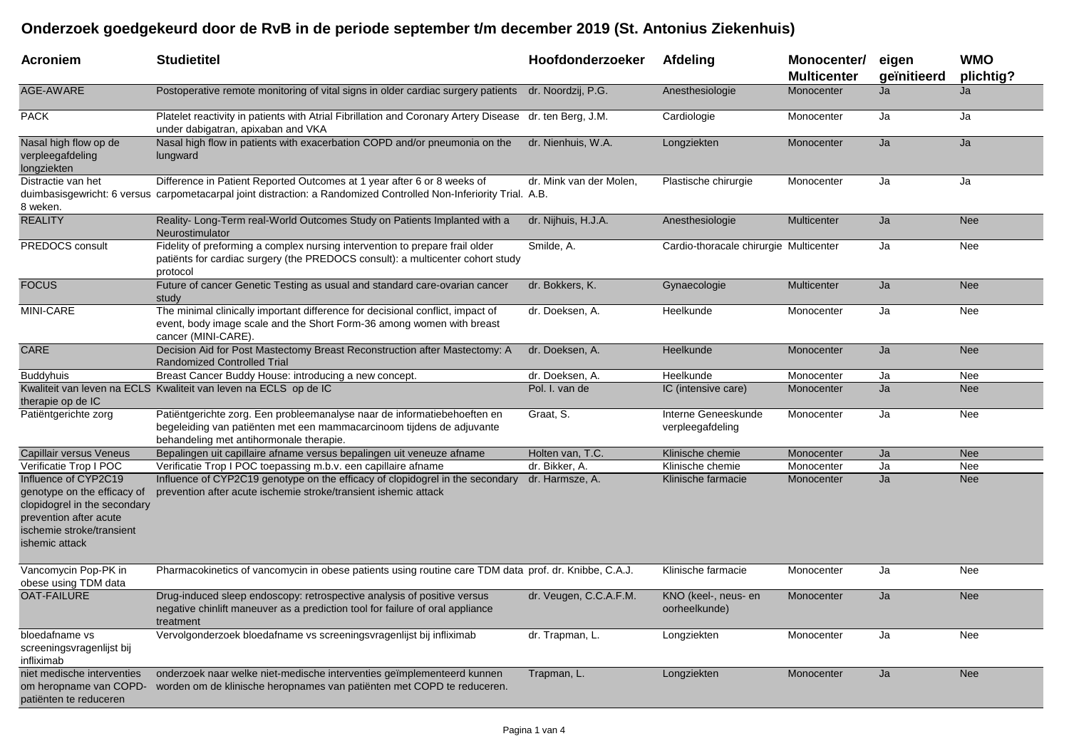# Onderzoek goedgekeurd door de RvB in de periode september t/m december 2019 (St. Antonius Ziekenhuis)

| Acroniem | Studietitel | Hoofdonderzoeker | Afdeling | Monocenter/ Multicenter | eigen geïnitieerd | WMO plichtig? |
|---|---|---|---|---|---|---|
| AGE-AWARE | Postoperative remote monitoring of vital signs in older cardiac surgery patients | dr. Noordzij, P.G. | Anesthesiologie | Monocenter | Ja | Ja |
| PACK | Platelet reactivity in patients with Atrial Fibrillation and Coronary Artery Disease under dabigatran, apixaban and VKA | dr. ten Berg, J.M. | Cardiologie | Monocenter | Ja | Ja |
| Nasal high flow op de verpleegafdeling longziekten | Nasal high flow in patients with exacerbation COPD and/or pneumonia on the lungward | dr. Nienhuis, W.A. | Longziekten | Monocenter | Ja | Ja |
| Distractie van het duimbasisgewricht: 6 versus 8 weken. | Difference in Patient Reported Outcomes at 1 year after 6 or 8 weeks of carpometacarpal joint distraction: a Randomized Controlled Non-Inferiority Trial. | dr. Mink van der Molen, A.B. | Plastische chirurgie | Monocenter | Ja | Ja |
| REALITY | Reality- Long-Term real-World Outcomes Study on Patients Implanted with a Neurostimulator | dr. Nijhuis, H.J.A. | Anesthesiologie | Multicenter | Ja | Nee |
| PREDOCS consult | Fidelity of preforming a complex nursing intervention to prepare frail older patiënts for cardiac surgery (the PREDOCS consult): a multicenter cohort study protocol | Smilde, A. | Cardio-thoracale chirurgie | Multicenter | Ja | Nee |
| FOCUS | Future of cancer Genetic Testing as usual and standard care-ovarian cancer study | dr. Bokkers, K. | Gynaecologie | Multicenter | Ja | Nee |
| MINI-CARE | The minimal clinically important difference for decisional conflict, impact of event, body image scale and the Short Form-36 among women with breast cancer (MINI-CARE). | dr. Doeksen, A. | Heelkunde | Monocenter | Ja | Nee |
| CARE | Decision Aid for Post Mastectomy Breast Reconstruction after Mastectomy: A Randomized Controlled Trial | dr. Doeksen, A. | Heelkunde | Monocenter | Ja | Nee |
| Buddyhuis | Breast Cancer Buddy House: introducing a new concept. | dr. Doeksen, A. | Heelkunde | Monocenter | Ja | Nee |
| Kwaliteit van leven na ECLS therapie op de IC | Kwaliteit van leven na ECLS op de IC | Pol. I. van de | IC (intensive care) | Monocenter | Ja | Nee |
| Patiëntgerichte zorg | Patiëntgerichte zorg. Een probleemanalyse naar de informatiebehoeften en begeleiding van patiënten met een mammacarcinoom tijdens de adjuvante behandeling met antihormonale therapie. | Graat, S. | Interne Geneeskunde verpleegafdeling | Monocenter | Ja | Nee |
| Capillair versus Veneus | Bepalingen uit capillaire afname versus bepalingen uit veneuze afname | Holten van, T.C. | Klinische chemie | Monocenter | Ja | Nee |
| Verificatie Trop I POC | Verificatie Trop I POC toepassing m.b.v. een capillaire afname | dr. Bikker, A. | Klinische chemie | Monocenter | Ja | Nee |
| Influence of CYP2C19 genotype on the efficacy of clopidogrel in the secondary prevention after acute ischemie stroke/transient ishemic attack | Influence of CYP2C19 genotype on the efficacy of clopidogrel in the secondary prevention after acute ischemie stroke/transient ishemic attack | dr. Harmsze, A. | Klinische farmacie | Monocenter | Ja | Nee |
| Vancomycin Pop-PK in obese using TDM data | Pharmacokinetics of vancomycin in obese patients using routine care TDM data | prof. dr. Knibbe, C.A.J. | Klinische farmacie | Monocenter | Ja | Nee |
| OAT-FAILURE | Drug-induced sleep endoscopy: retrospective analysis of positive versus negative chinlift maneuver as a prediction tool for failure of oral appliance treatment | dr. Veugen, C.C.A.F.M. | KNO (keel-, neus- en oorheelkunde) | Monocenter | Ja | Nee |
| bloedafname vs screeningsvragenlijst bij infliximab | Vervolgonderzoek bloedafname vs screeningsvragenlijst bij infliximab | dr. Trapman, L. | Longziekten | Monocenter | Ja | Nee |
| niet medische interventies om heropname van COPD-patiënten te reduceren | onderzoek naar welke niet-medische interventies geïmplementeerd kunnen worden om de klinische heropnames van patiënten met COPD te reduceren. | Trapman, L. | Longziekten | Monocenter | Ja | Nee |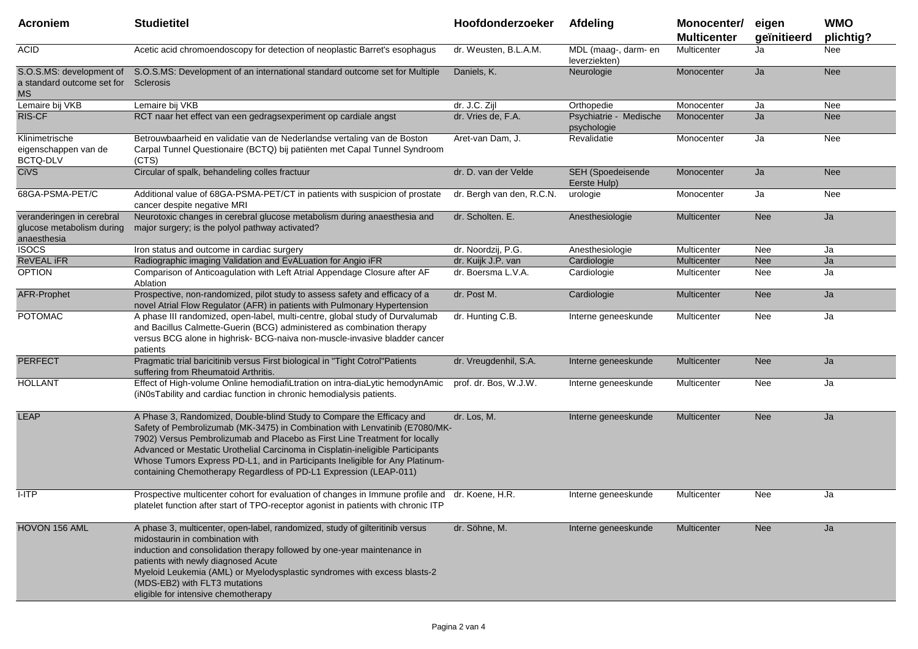| Acroniem | Studietitel | Hoofdonderzoeker | Afdeling | Monocenter/ Multicenter | eigen geïnitieerd | WMO plichtig? |
|---|---|---|---|---|---|---|
| ACID | Acetic acid chromoendoscopy for detection of neoplastic Barret's esophagus | dr. Weusten, B.L.A.M. | MDL (maag-, darm- en leverziekten) | Multicenter | Ja | Nee |
| S.O.S.MS: development of a standard outcome set for MS | S.O.S.MS: Development of an international standard outcome set for Multiple Sclerosis | Daniels, K. | Neurologie | Monocenter | Ja | Nee |
| Lemaire bij VKB | Lemaire bij VKB | dr. J.C. Zijl | Orthopedie | Monocenter | Ja | Nee |
| RIS-CF | RCT naar het effect van een gedragsexperiment op cardiale angst | dr. Vries de, F.A. | Psychiatrie - Medische psychologie | Monocenter | Ja | Nee |
| Klinimetrische eigenschappen van de BCTQ-DLV | Betrouwbaarheid en validatie van de Nederlandse vertaling van de Boston Carpal Tunnel Questionaire (BCTQ) bij patiënten met Capal Tunnel Syndroom (CTS) | Aret-van Dam, J. | Revalidatie | Monocenter | Ja | Nee |
| CiVS | Circular of spalk, behandeling colles fractuur | dr. D. van der Velde | SEH (Spoedeisende Eerste Hulp) | Monocenter | Ja | Nee |
| 68GA-PSMA-PET/C | Additional value of 68GA-PSMA-PET/CT in patients with suspicion of prostate cancer despite negative MRI | dr. Bergh van den, R.C.N. | urologie | Monocenter | Ja | Nee |
| veranderingen in cerebral glucose metabolism during anaesthesia | Neurotoxic changes in cerebral glucose metabolism during anaesthesia and major surgery; is the polyol pathway activated? | dr. Scholten. E. | Anesthesiologie | Multicenter | Nee | Ja |
| ISOCS | Iron status and outcome in cardiac surgery | dr. Noordzij, P.G. | Anesthesiologie | Multicenter | Nee | Ja |
| ReVEAL iFR | Radiographic imaging Validation and EvALuation for Angio iFR | dr. Kuijk J.P. van | Cardiologie | Multicenter | Nee | Ja |
| OPTION | Comparison of Anticoagulation with Left Atrial Appendage Closure after AF Ablation | dr. Boersma L.V.A. | Cardiologie | Multicenter | Nee | Ja |
| AFR-Prophet | Prospective, non-randomized, pilot study to assess safety and efficacy of a novel Atrial Flow Regulator (AFR) in patients with Pulmonary Hypertension | dr. Post M. | Cardiologie | Multicenter | Nee | Ja |
| POTOMAC | A phase III randomized, open-label, multi-centre, global study of Durvalumab and Bacillus Calmette-Guerin (BCG) administered as combination therapy versus BCG alone in highrisk- BCG-naiva non-muscle-invasive bladder cancer patients | dr. Hunting C.B. | Interne geneeskunde | Multicenter | Nee | Ja |
| PERFECT | Pragmatic trial baricitinib versus First biological in "Tight Cotrol"Patients suffering from Rheumatoid Arthritis. | dr. Vreugdenhil, S.A. | Interne geneeskunde | Multicenter | Nee | Ja |
| HOLLANT | Effect of High-volume Online hemodiafiLtration on intra-diaLytic hemodynAmic (iN0sTability and cardiac function in chronic hemodialysis patients. | prof. dr. Bos, W.J.W. | Interne geneeskunde | Multicenter | Nee | Ja |
| LEAP | A Phase 3, Randomized, Double-blind Study to Compare the Efficacy and Safety of Pembrolizumab (MK-3475) in Combination with Lenvatinib (E7080/MK-7902) Versus Pembrolizumab and Placebo as First Line Treatment for locally Advanced or Mestatic Urothelial Carcinoma in Cisplatin-ineligible Participants Whose Tumors Express PD-L1, and in Participants Ineligible for Any Platinum-containing Chemotherapy Regardless of PD-L1 Expression (LEAP-011) | dr. Los, M. | Interne geneeskunde | Multicenter | Nee | Ja |
| I-ITP | Prospective multicenter cohort for evaluation of changes in Immune profile and platelet function after start of TPO-receptor agonist in patients with chronic ITP | dr. Koene, H.R. | Interne geneeskunde | Multicenter | Nee | Ja |
| HOVON 156 AML | A phase 3, multicenter, open-label, randomized, study of gilteritinib versus midostaurin in combination with induction and consolidation therapy followed by one-year maintenance in patients with newly diagnosed Acute Myeloid Leukemia (AML) or Myelodysplastic syndromes with excess blasts-2 (MDS-EB2) with FLT3 mutations eligible for intensive chemotherapy | dr. Söhne, M. | Interne geneeskunde | Multicenter | Nee | Ja |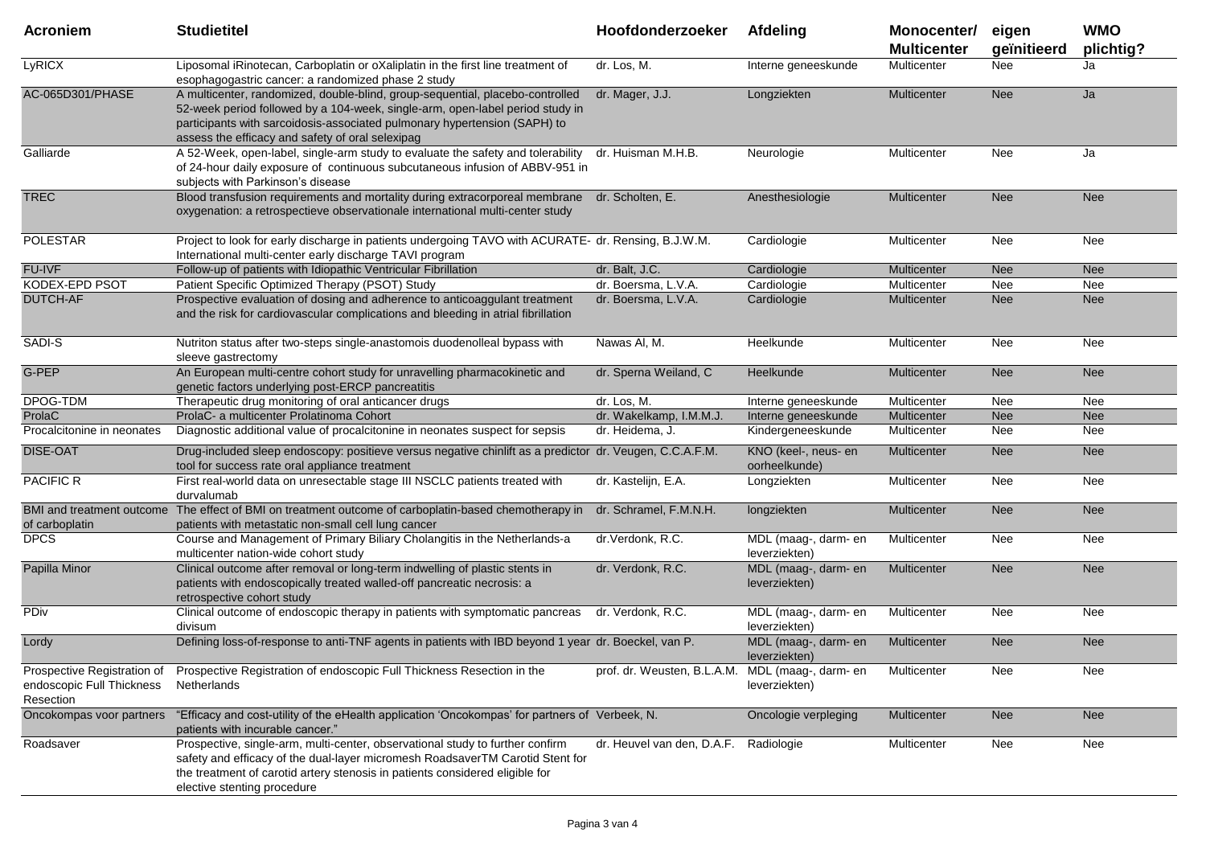| Acroniem | Studietitel | Hoofdonderzoeker | Afdeling | Monocenter/ Multicenter | eigen geïnitieerd | WMO plichtig? |
|---|---|---|---|---|---|---|
| LyRICX | Liposomal iRinotecan, Carboplatin or oXaliplatin in the first line treatment of esophagogastric cancer: a randomized phase 2 study | dr. Los, M. | Interne geneeskunde | Multicenter | Nee | Ja |
| AC-065D301/PHASE | A multicenter, randomized, double-blind, group-sequential, placebo-controlled 52-week period followed by a 104-week, single-arm, open-label period study in participants with sarcoidosis-associated pulmonary hypertension (SAPH) to assess the efficacy and safety of oral selexipag | dr. Mager, J.J. | Longziekten | Multicenter | Nee | Ja |
| Galliarde | A 52-Week, open-label, single-arm study to evaluate the safety and tolerability of 24-hour daily exposure of continuous subcutaneous infusion of ABBV-951 in subjects with Parkinson's disease | dr. Huisman M.H.B. | Neurologie | Multicenter | Nee | Ja |
| TREC | Blood transfusion requirements and mortality during extracorporeal membrane oxygenation: a retrospectieve observationale international multi-center study | dr. Scholten, E. | Anesthesiologie | Multicenter | Nee | Nee |
| POLESTAR | Project to look for early discharge in patients undergoing TAVO with ACURATE- International multi-center early discharge TAVI program | dr. Rensing, B.J.W.M. | Cardiologie | Multicenter | Nee | Nee |
| FU-IVF | Follow-up of patients with Idiopathic Ventricular Fibrillation | dr. Balt, J.C. | Cardiologie | Multicenter | Nee | Nee |
| KODEX-EPD PSOT | Patient Specific Optimized Therapy (PSOT) Study | dr. Boersma, L.V.A. | Cardiologie | Multicenter | Nee | Nee |
| DUTCH-AF | Prospective evaluation of dosing and adherence to anticoaggulant treatment and the risk for cardiovascular complications and bleeding in atrial fibrillation | dr. Boersma, L.V.A. | Cardiologie | Multicenter | Nee | Nee |
| SADI-S | Nutriton status after two-steps single-anastomois duodenolleal bypass with sleeve gastrectomy | Nawas Al, M. | Heelkunde | Multicenter | Nee | Nee |
| G-PEP | An European multi-centre cohort study for unravelling pharmacokinetic and genetic factors underlying post-ERCP pancreatitis | dr. Sperna Weiland, C | Heelkunde | Multicenter | Nee | Nee |
| DPOG-TDM | Therapeutic drug monitoring of oral anticancer drugs | dr. Los, M. | Interne geneeskunde | Multicenter | Nee | Nee |
| ProlaC | ProlaC- a multicenter Prolatinoma Cohort | dr. Wakelkamp, I.M.M.J. | Interne geneeskunde | Multicenter | Nee | Nee |
| Procalcitonine in neonates | Diagnostic additional value of procalcitonine in neonates suspect for sepsis | dr. Heidema, J. | Kindergeneeskunde | Multicenter | Nee | Nee |
| DISE-OAT | Drug-included sleep endoscopy: positieve versus negative chinlift as a predictor tool for success rate oral appliance treatment | dr. Veugen, C.C.A.F.M. | KNO (keel-, neus- en oorheelkunde) | Multicenter | Nee | Nee |
| PACIFIC R | First real-world data on unresectable stage III NSCLC patients treated with durvalumab | dr. Kastelijn, E.A. | Longziekten | Multicenter | Nee | Nee |
| BMI and treatment outcome of carboplatin | The effect of BMI on treatment outcome of carboplatin-based chemotherapy in patients with metastatic non-small cell lung cancer | dr. Schramel, F.M.N.H. | longziekten | Multicenter | Nee | Nee |
| DPCS | Course and Management of Primary Biliary Cholangitis in the Netherlands-a multicenter nation-wide cohort study | dr.Verdonk, R.C. | MDL (maag-, darm- en leverziekten) | Multicenter | Nee | Nee |
| Papilla Minor | Clinical outcome after removal or long-term indwelling of plastic stents in patients with endoscopically treated walled-off pancreatic necrosis: a retrospective cohort study | dr. Verdonk, R.C. | MDL (maag-, darm- en leverziekten) | Multicenter | Nee | Nee |
| PDiv | Clinical outcome of endoscopic therapy in patients with symptomatic pancreas divisum | dr. Verdonk, R.C. | MDL (maag-, darm- en leverziekten) | Multicenter | Nee | Nee |
| Lordy | Defining loss-of-response to anti-TNF agents in patients with IBD beyond 1 year | dr. Boeckel, van P. | MDL (maag-, darm- en leverziekten) | Multicenter | Nee | Nee |
| Prospective Registration of endoscopic Full Thickness Resection | Prospective Registration of endoscopic Full Thickness Resection in the Netherlands | prof. dr. Weusten, B.L.A.M. | MDL (maag-, darm- en leverziekten) | Multicenter | Nee | Nee |
| Oncokompas voor partners | "Efficacy and cost-utility of the eHealth application 'Oncokompas' for partners of patients with incurable cancer." | Verbeek, N. | Oncologie verpleging | Multicenter | Nee | Nee |
| Roadsaver | Prospective, single-arm, multi-center, observational study to further confirm safety and efficacy of the dual-layer micromesh RoadsaverTM Carotid Stent for the treatment of carotid artery stenosis in patients considered eligible for elective stenting procedure | dr. Heuvel van den, D.A.F. | Radiologie | Multicenter | Nee | Nee |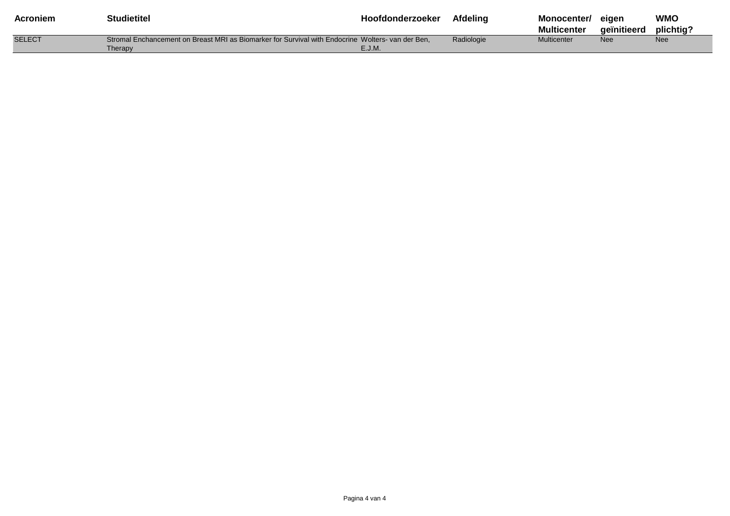| Acroniem | Studietitel | Hoofdonderzoeker | Afdeling | Monocenter/ Multicenter | eigen geïnitieerd | WMO plichtig? |
|---|---|---|---|---|---|---|
| SELECT | Stromal Enchancement on Breast MRI as Biomarker for Survival with Endocrine Therapy | Wolters- van der Ben, E.J.M. | Radiologie | Multicenter | Nee | Nee |